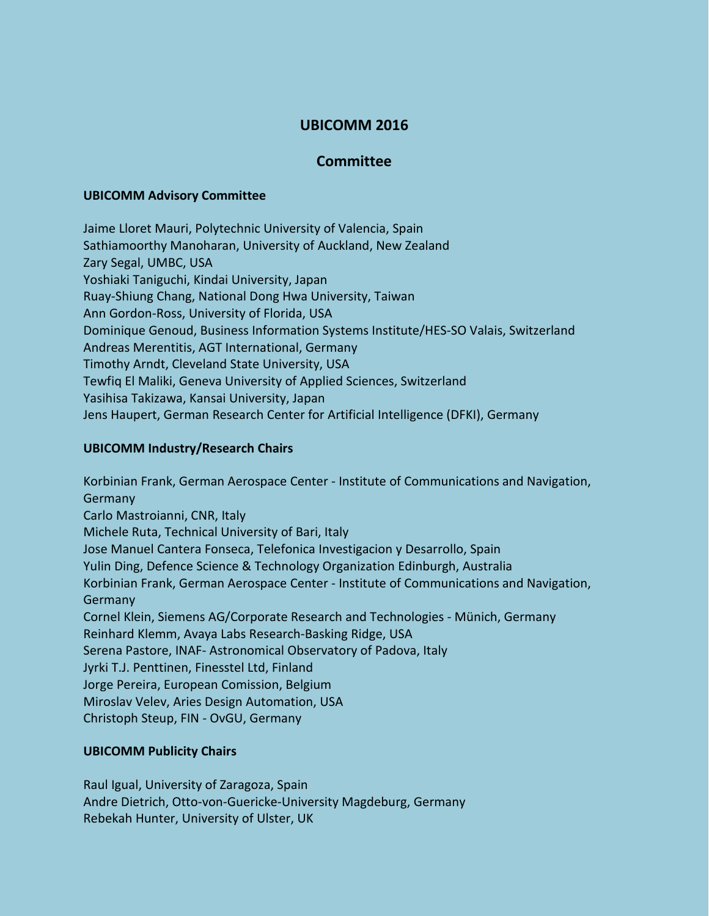# UBICOMM 2016

## Committee

### UBICOMM Advisory Committee

Jaime Lloret Mauri, Polytechnic University of Valencia, Spain
Sathiamoorthy Manoharan, University of Auckland, New Zealand
Zary Segal, UMBC, USA
Yoshiaki Taniguchi, Kindai University, Japan
Ruay-Shiung Chang, National Dong Hwa University, Taiwan
Ann Gordon-Ross, University of Florida, USA
Dominique Genoud, Business Information Systems Institute/HES-SO Valais, Switzerland
Andreas Merentitis, AGT International, Germany
Timothy Arndt, Cleveland State University, USA
Tewfiq El Maliki, Geneva University of Applied Sciences, Switzerland
Yasihisa Takizawa, Kansai University, Japan
Jens Haupert, German Research Center for Artificial Intelligence (DFKI), Germany

### UBICOMM Industry/Research Chairs

Korbinian Frank, German Aerospace Center - Institute of Communications and Navigation, Germany
Carlo Mastroianni, CNR, Italy
Michele Ruta, Technical University of Bari, Italy
Jose Manuel Cantera Fonseca, Telefonica Investigacion y Desarrollo, Spain
Yulin Ding, Defence Science & Technology Organization Edinburgh, Australia
Korbinian Frank, German Aerospace Center - Institute of Communications and Navigation, Germany
Cornel Klein, Siemens AG/Corporate Research and Technologies - Münich, Germany
Reinhard Klemm, Avaya Labs Research-Basking Ridge, USA
Serena Pastore, INAF- Astronomical Observatory of Padova, Italy
Jyrki T.J. Penttinen, Finesstel Ltd, Finland
Jorge Pereira, European Comission, Belgium
Miroslav Velev, Aries Design Automation, USA
Christoph Steup, FIN - OvGU, Germany

### UBICOMM Publicity Chairs

Raul Igual, University of Zaragoza, Spain
Andre Dietrich, Otto-von-Guericke-University Magdeburg, Germany
Rebekah Hunter, University of Ulster, UK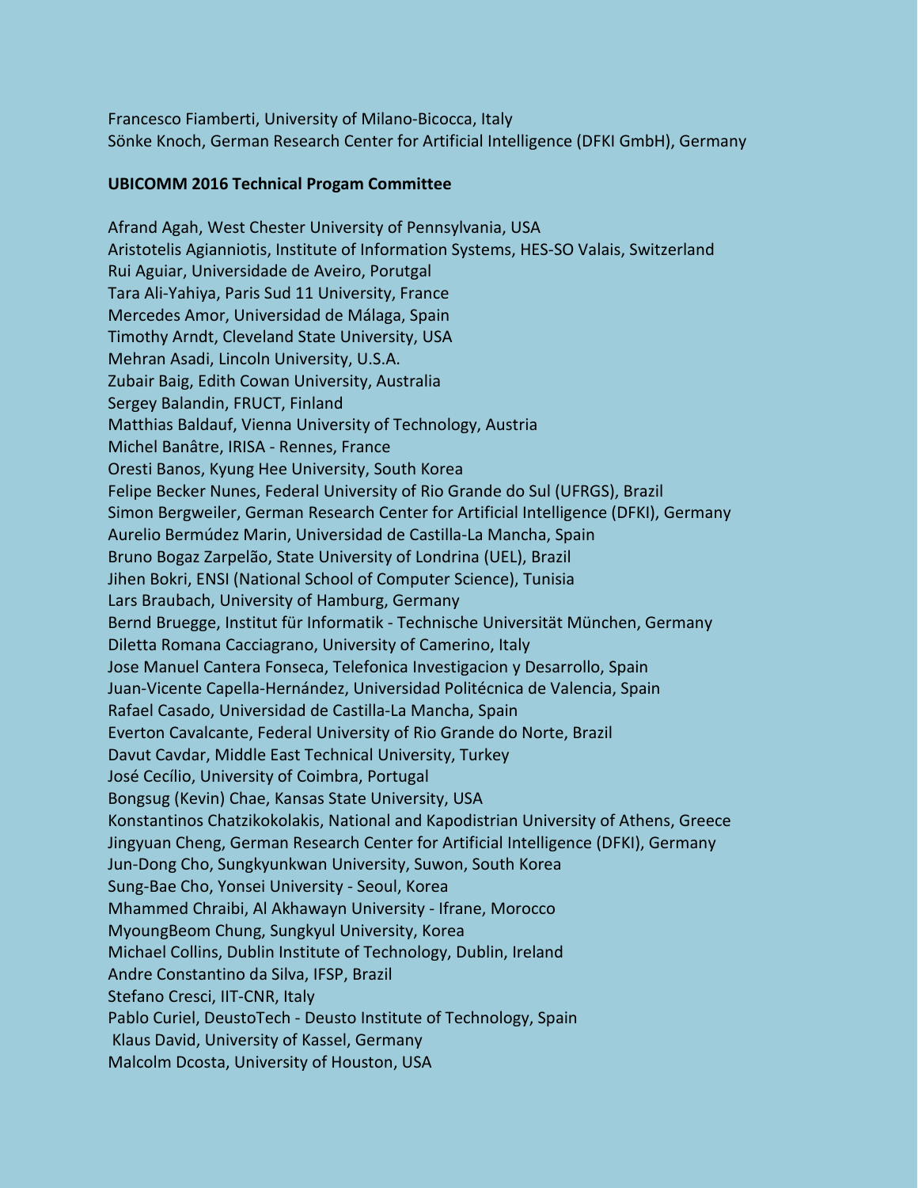Francesco Fiamberti, University of Milano-Bicocca, Italy
Sönke Knoch, German Research Center for Artificial Intelligence (DFKI GmbH), Germany

**UBICOMM 2016 Technical Progam Committee**

Afrand Agah, West Chester University of Pennsylvania, USA
Aristotelis Agianniotis, Institute of Information Systems, HES-SO Valais, Switzerland
Rui Aguiar, Universidade de Aveiro, Porutgal
Tara Ali-Yahiya, Paris Sud 11 University, France
Mercedes Amor, Universidad de Málaga, Spain
Timothy Arndt, Cleveland State University, USA
Mehran Asadi, Lincoln University, U.S.A.
Zubair Baig, Edith Cowan University, Australia
Sergey Balandin, FRUCT, Finland
Matthias Baldauf, Vienna University of Technology, Austria
Michel Banâtre, IRISA - Rennes, France
Oresti Banos, Kyung Hee University, South Korea
Felipe Becker Nunes, Federal University of Rio Grande do Sul (UFRGS), Brazil
Simon Bergweiler, German Research Center for Artificial Intelligence (DFKI), Germany
Aurelio Bermúdez Marin, Universidad de Castilla-La Mancha, Spain
Bruno Bogaz Zarpelão, State University of Londrina (UEL), Brazil
Jihen Bokri, ENSI (National School of Computer Science), Tunisia
Lars Braubach, University of Hamburg, Germany
Bernd Bruegge, Institut für Informatik - Technische Universität München, Germany
Diletta Romana Cacciagrano, University of Camerino, Italy
Jose Manuel Cantera Fonseca, Telefonica Investigacion y Desarrollo, Spain
Juan-Vicente Capella-Hernández, Universidad Politécnica de Valencia, Spain
Rafael Casado, Universidad de Castilla-La Mancha, Spain
Everton Cavalcante, Federal University of Rio Grande do Norte, Brazil
Davut Cavdar, Middle East Technical University, Turkey
José Cecílio, University of Coimbra, Portugal
Bongsug (Kevin) Chae, Kansas State University, USA
Konstantinos Chatzikokolakis, National and Kapodistrian University of Athens, Greece
Jingyuan Cheng, German Research Center for Artificial Intelligence (DFKI), Germany
Jun-Dong Cho, Sungkyunkwan University, Suwon, South Korea
Sung-Bae Cho, Yonsei University - Seoul, Korea
Mhammed Chraibi, Al Akhawayn University - Ifrane, Morocco
MyoungBeom Chung, Sungkyul University, Korea
Michael Collins, Dublin Institute of Technology, Dublin, Ireland
Andre Constantino da Silva, IFSP, Brazil
Stefano Cresci, IIT-CNR, Italy
Pablo Curiel, DeustoTech - Deusto Institute of Technology, Spain
Klaus David, University of Kassel, Germany
Malcolm Dcosta, University of Houston, USA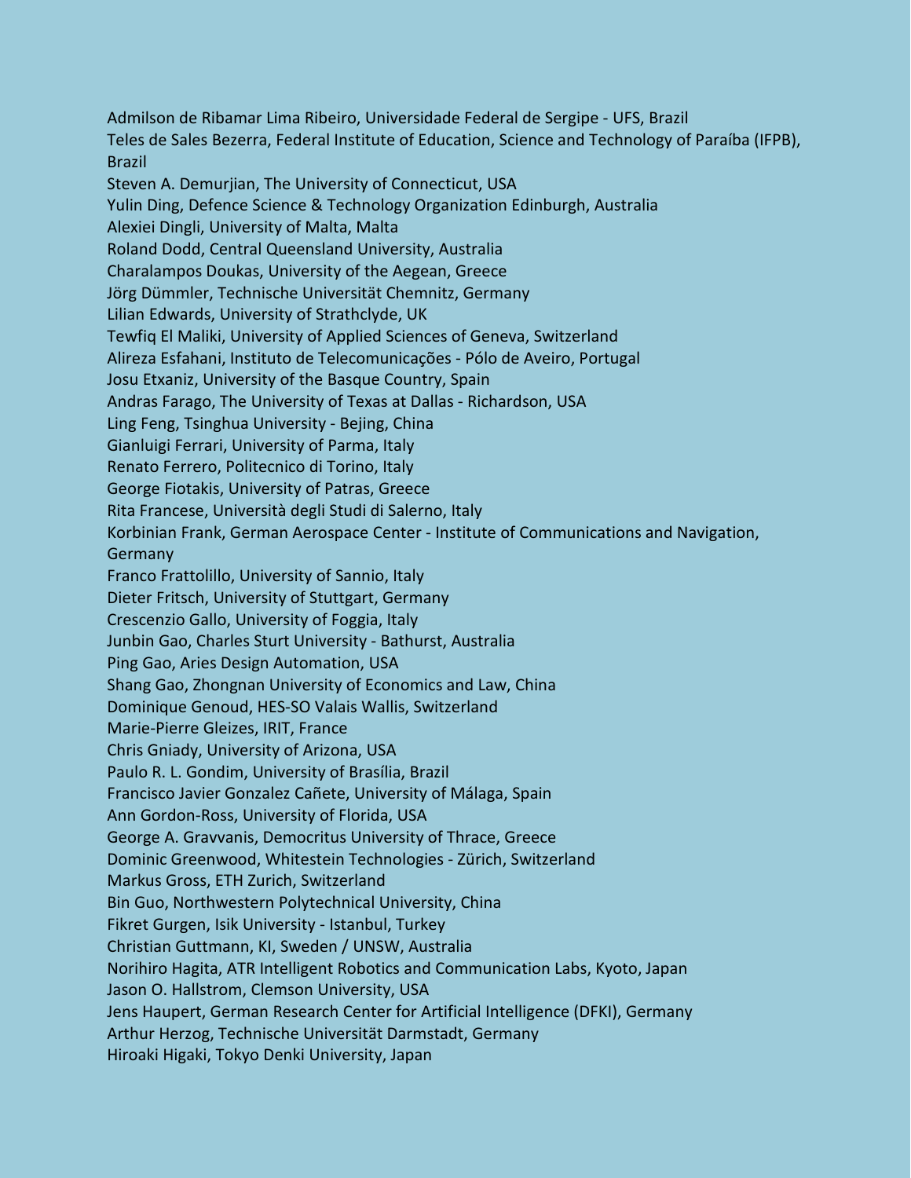Admilson de Ribamar Lima Ribeiro, Universidade Federal de Sergipe - UFS, Brazil
Teles de Sales Bezerra, Federal Institute of Education, Science and Technology of Paraíba (IFPB), Brazil
Steven A. Demurjian, The University of Connecticut, USA
Yulin Ding, Defence Science & Technology Organization Edinburgh, Australia
Alexiei Dingli, University of Malta, Malta
Roland Dodd, Central Queensland University, Australia
Charalampos Doukas, University of the Aegean, Greece
Jörg Dümmler, Technische Universität Chemnitz, Germany
Lilian Edwards, University of Strathclyde, UK
Tewfiq El Maliki, University of Applied Sciences of Geneva, Switzerland
Alireza Esfahani, Instituto de Telecomunicações - Pólo de Aveiro, Portugal
Josu Etxaniz, University of the Basque Country, Spain
Andras Farago, The University of Texas at Dallas - Richardson, USA
Ling Feng, Tsinghua University - Bejing, China
Gianluigi Ferrari, University of Parma, Italy
Renato Ferrero, Politecnico di Torino, Italy
George Fiotakis, University of Patras, Greece
Rita Francese, Università degli Studi di Salerno, Italy
Korbinian Frank, German Aerospace Center - Institute of Communications and Navigation, Germany
Franco Frattolillo, University of Sannio, Italy
Dieter Fritsch, University of Stuttgart, Germany
Crescenzio Gallo, University of Foggia, Italy
Junbin Gao, Charles Sturt University - Bathurst, Australia
Ping Gao, Aries Design Automation, USA
Shang Gao, Zhongnan University of Economics and Law, China
Dominique Genoud, HES-SO Valais Wallis, Switzerland
Marie-Pierre Gleizes, IRIT, France
Chris Gniady, University of Arizona, USA
Paulo R. L. Gondim, University of Brasília, Brazil
Francisco Javier Gonzalez Cañete, University of Málaga, Spain
Ann Gordon-Ross, University of Florida, USA
George A. Gravvanis, Democritus University of Thrace, Greece
Dominic Greenwood, Whitestein Technologies - Zürich, Switzerland
Markus Gross, ETH Zurich, Switzerland
Bin Guo, Northwestern Polytechnical University, China
Fikret Gurgen, Isik University - Istanbul, Turkey
Christian Guttmann, KI, Sweden / UNSW, Australia
Norihiro Hagita, ATR Intelligent Robotics and Communication Labs, Kyoto, Japan
Jason O. Hallstrom, Clemson University, USA
Jens Haupert, German Research Center for Artificial Intelligence (DFKI), Germany
Arthur Herzog, Technische Universität Darmstadt, Germany
Hiroaki Higaki, Tokyo Denki University, Japan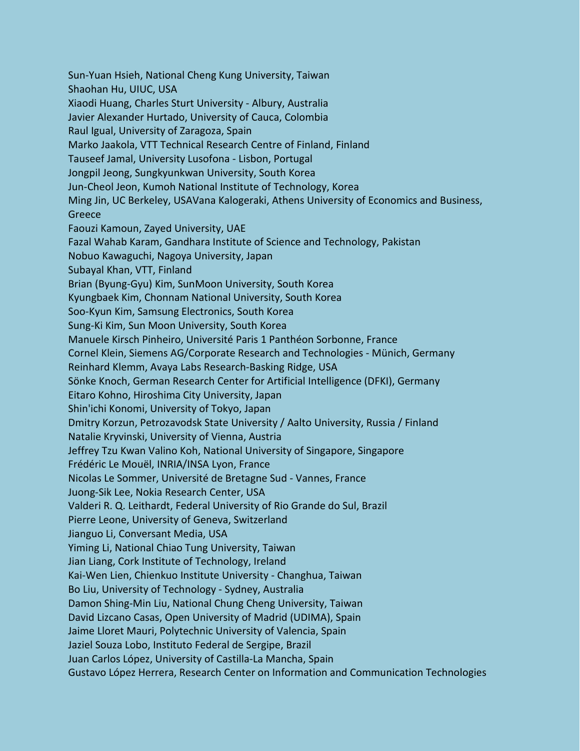Sun-Yuan Hsieh, National Cheng Kung University, Taiwan
Shaohan Hu, UIUC, USA
Xiaodi Huang, Charles Sturt University - Albury, Australia
Javier Alexander Hurtado, University of Cauca, Colombia
Raul Igual, University of Zaragoza, Spain
Marko Jaakola, VTT Technical Research Centre of Finland, Finland
Tauseef Jamal, University Lusofona - Lisbon, Portugal
Jongpil Jeong, Sungkyunkwan University, South Korea
Jun-Cheol Jeon, Kumoh National Institute of Technology, Korea
Ming Jin, UC Berkeley, USAVana Kalogeraki, Athens University of Economics and Business, Greece
Faouzi Kamoun, Zayed University, UAE
Fazal Wahab Karam, Gandhara Institute of Science and Technology, Pakistan
Nobuo Kawaguchi, Nagoya University, Japan
Subayal Khan, VTT, Finland
Brian (Byung-Gyu) Kim, SunMoon University, South Korea
Kyungbaek Kim, Chonnam National University, South Korea
Soo-Kyun Kim, Samsung Electronics, South Korea
Sung-Ki Kim, Sun Moon University, South Korea
Manuele Kirsch Pinheiro, Université Paris 1 Panthéon Sorbonne, France
Cornel Klein, Siemens AG/Corporate Research and Technologies - Münich, Germany
Reinhard Klemm, Avaya Labs Research-Basking Ridge, USA
Sönke Knoch, German Research Center for Artificial Intelligence (DFKI), Germany
Eitaro Kohno, Hiroshima City University, Japan
Shin'ichi Konomi, University of Tokyo, Japan
Dmitry Korzun, Petrozavodsk State University / Aalto University, Russia / Finland
Natalie Kryvinski, University of Vienna, Austria
Jeffrey Tzu Kwan Valino Koh, National University of Singapore, Singapore
Frédéric Le Mouël, INRIA/INSA Lyon, France
Nicolas Le Sommer, Université de Bretagne Sud - Vannes, France
Juong-Sik Lee, Nokia Research Center, USA
Valderi R. Q. Leithardt, Federal University of Rio Grande do Sul, Brazil
Pierre Leone, University of Geneva, Switzerland
Jianguo Li, Conversant Media, USA
Yiming Li, National Chiao Tung University, Taiwan
Jian Liang, Cork Institute of Technology, Ireland
Kai-Wen Lien, Chienkuo Institute University - Changhua, Taiwan
Bo Liu, University of Technology - Sydney, Australia
Damon Shing-Min Liu, National Chung Cheng University, Taiwan
David Lizcano Casas, Open University of Madrid (UDIMA), Spain
Jaime Lloret Mauri, Polytechnic University of Valencia, Spain
Jaziel Souza Lobo, Instituto Federal de Sergipe, Brazil
Juan Carlos López, University of Castilla-La Mancha, Spain
Gustavo López Herrera, Research Center on Information and Communication Technologies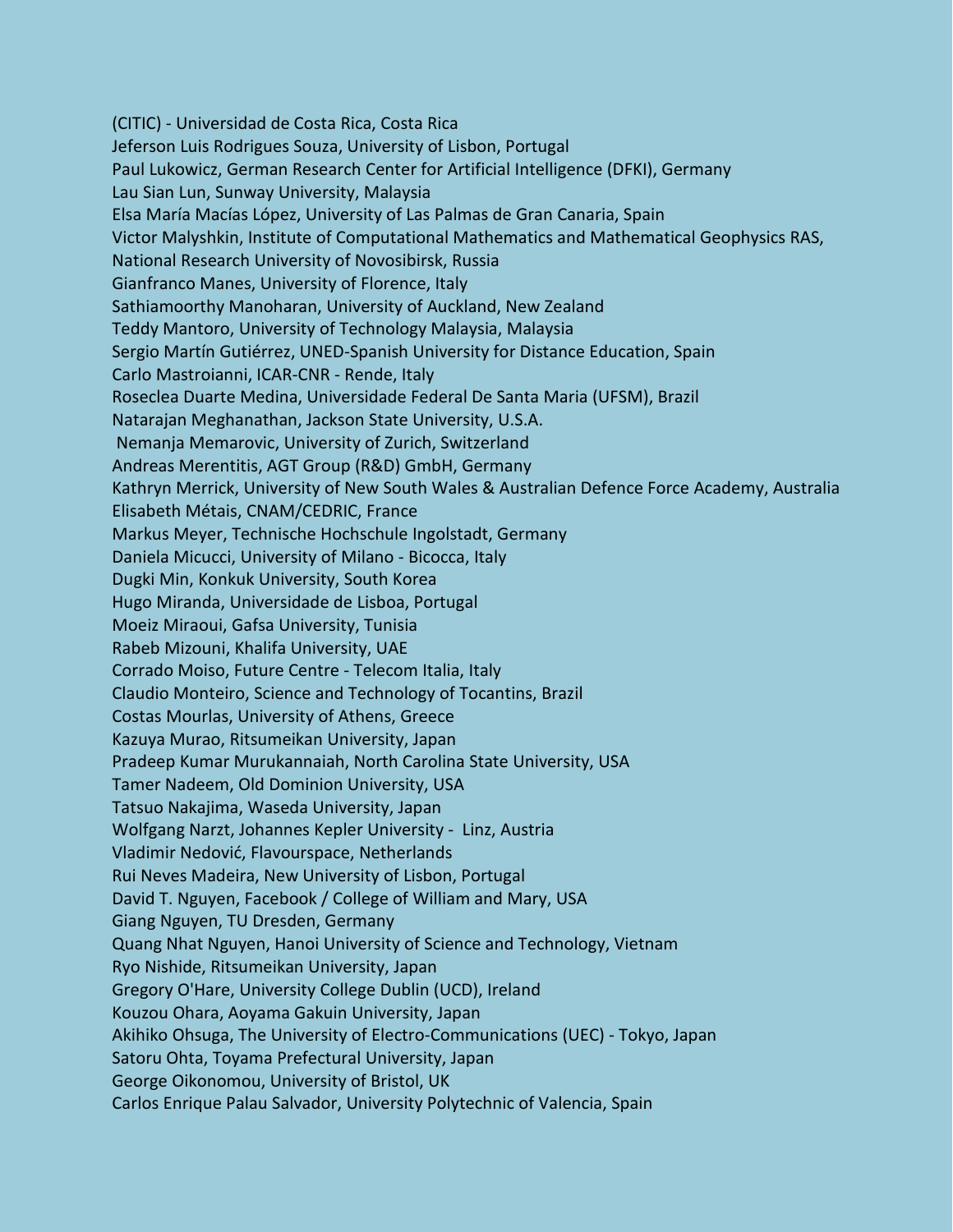(CITIC) - Universidad de Costa Rica, Costa Rica
Jeferson Luis Rodrigues Souza, University of Lisbon, Portugal
Paul Lukowicz, German Research Center for Artificial Intelligence (DFKI), Germany
Lau Sian Lun, Sunway University, Malaysia
Elsa María Macías López, University of Las Palmas de Gran Canaria, Spain
Victor Malyshkin, Institute of Computational Mathematics and Mathematical Geophysics RAS, National Research University of Novosibirsk, Russia
Gianfranco Manes, University of Florence, Italy
Sathiamoorthy Manoharan, University of Auckland, New Zealand
Teddy Mantoro, University of Technology Malaysia, Malaysia
Sergio Martín Gutiérrez, UNED-Spanish University for Distance Education, Spain
Carlo Mastroianni, ICAR-CNR - Rende, Italy
Roseclea Duarte Medina, Universidade Federal De Santa Maria (UFSM), Brazil
Natarajan Meghanathan, Jackson State University, U.S.A.
Nemanja Memarovic, University of Zurich, Switzerland
Andreas Merentitis, AGT Group (R&D) GmbH, Germany
Kathryn Merrick, University of New South Wales & Australian Defence Force Academy, Australia
Elisabeth Métais, CNAM/CEDRIC, France
Markus Meyer, Technische Hochschule Ingolstadt, Germany
Daniela Micucci, University of Milano - Bicocca, Italy
Dugki Min, Konkuk University, South Korea
Hugo Miranda, Universidade de Lisboa, Portugal
Moeiz Miraoui, Gafsa University, Tunisia
Rabeb Mizouni, Khalifa University, UAE
Corrado Moiso, Future Centre - Telecom Italia, Italy
Claudio Monteiro, Science and Technology of Tocantins, Brazil
Costas Mourlas, University of Athens, Greece
Kazuya Murao, Ritsumeikan University, Japan
Pradeep Kumar Murukannaiah, North Carolina State University, USA
Tamer Nadeem, Old Dominion University, USA
Tatsuo Nakajima, Waseda University, Japan
Wolfgang Narzt, Johannes Kepler University - Linz, Austria
Vladimir Nedović, Flavourspace, Netherlands
Rui Neves Madeira, New University of Lisbon, Portugal
David T. Nguyen, Facebook / College of William and Mary, USA
Giang Nguyen, TU Dresden, Germany
Quang Nhat Nguyen, Hanoi University of Science and Technology, Vietnam
Ryo Nishide, Ritsumeikan University, Japan
Gregory O'Hare, University College Dublin (UCD), Ireland
Kouzou Ohara, Aoyama Gakuin University, Japan
Akihiko Ohsuga, The University of Electro-Communications (UEC) - Tokyo, Japan
Satoru Ohta, Toyama Prefectural University, Japan
George Oikonomou, University of Bristol, UK
Carlos Enrique Palau Salvador, University Polytechnic of Valencia, Spain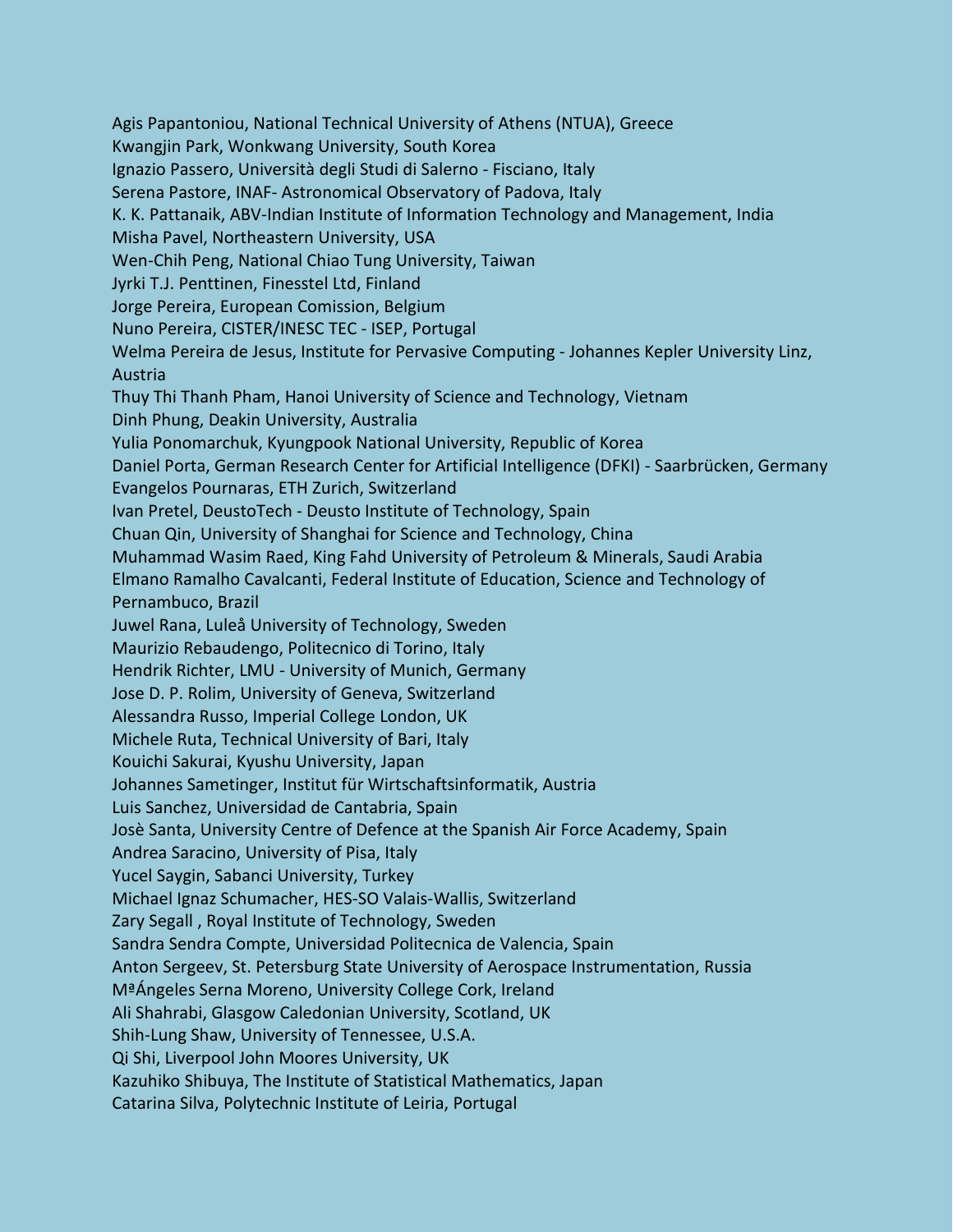Agis Papantoniou, National Technical University of Athens (NTUA), Greece
Kwangjin Park, Wonkwang University, South Korea
Ignazio Passero, Università degli Studi di Salerno - Fisciano, Italy
Serena Pastore, INAF- Astronomical Observatory of Padova, Italy
K. K. Pattanaik, ABV-Indian Institute of Information Technology and Management, India
Misha Pavel, Northeastern University, USA
Wen-Chih Peng, National Chiao Tung University, Taiwan
Jyrki T.J. Penttinen, Finesstel Ltd, Finland
Jorge Pereira, European Comission, Belgium
Nuno Pereira, CISTER/INESC TEC - ISEP, Portugal
Welma Pereira de Jesus, Institute for Pervasive Computing - Johannes Kepler University Linz, Austria
Thuy Thi Thanh Pham, Hanoi University of Science and Technology, Vietnam
Dinh Phung, Deakin University, Australia
Yulia Ponomarchuk, Kyungpook National University, Republic of Korea
Daniel Porta, German Research Center for Artificial Intelligence (DFKI) - Saarbrücken, Germany
Evangelos Pournaras, ETH Zurich, Switzerland
Ivan Pretel, DeustoTech - Deusto Institute of Technology, Spain
Chuan Qin, University of Shanghai for Science and Technology, China
Muhammad Wasim Raed, King Fahd University of Petroleum & Minerals, Saudi Arabia
Elmano Ramalho Cavalcanti, Federal Institute of Education, Science and Technology of Pernambuco, Brazil
Juwel Rana, Luleå University of Technology, Sweden
Maurizio Rebaudengo, Politecnico di Torino, Italy
Hendrik Richter, LMU - University of Munich, Germany
Jose D. P. Rolim, University of Geneva, Switzerland
Alessandra Russo, Imperial College London, UK
Michele Ruta, Technical University of Bari, Italy
Kouichi Sakurai, Kyushu University, Japan
Johannes Sametinger, Institut für Wirtschaftsinformatik, Austria
Luis Sanchez, Universidad de Cantabria, Spain
Josè Santa, University Centre of Defence at the Spanish Air Force Academy, Spain
Andrea Saracino, University of Pisa, Italy
Yucel Saygin, Sabanci University, Turkey
Michael Ignaz Schumacher, HES-SO Valais-Wallis, Switzerland
Zary Segall , Royal Institute of Technology, Sweden
Sandra Sendra Compte, Universidad Politecnica de Valencia, Spain
Anton Sergeev, St. Petersburg State University of Aerospace Instrumentation, Russia
MªÁngeles Serna Moreno, University College Cork, Ireland
Ali Shahrabi, Glasgow Caledonian University, Scotland, UK
Shih-Lung Shaw, University of Tennessee, U.S.A.
Qi Shi, Liverpool John Moores University, UK
Kazuhiko Shibuya, The Institute of Statistical Mathematics, Japan
Catarina Silva, Polytechnic Institute of Leiria, Portugal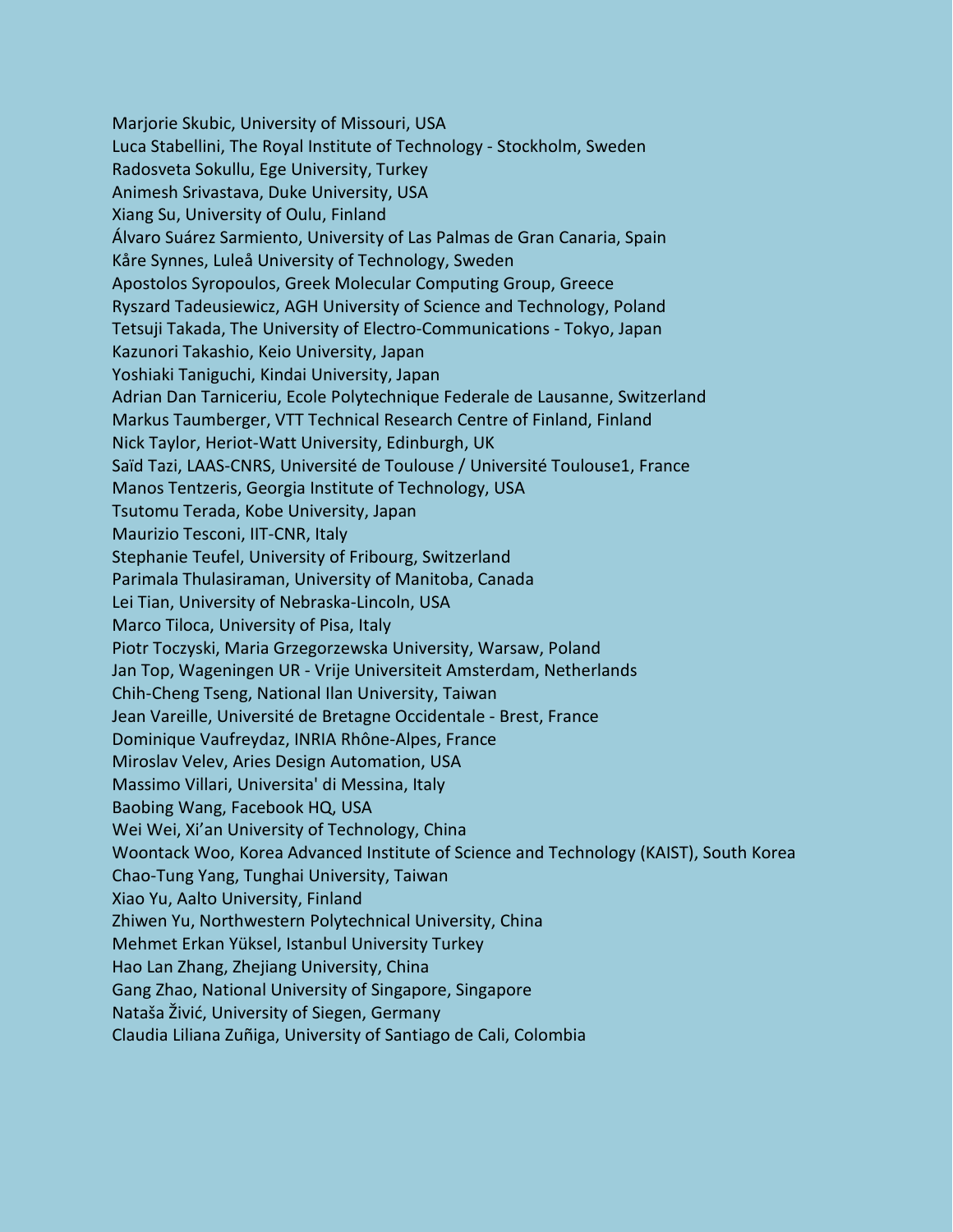Marjorie Skubic, University of Missouri, USA
Luca Stabellini, The Royal Institute of Technology - Stockholm, Sweden
Radosveta Sokullu, Ege University, Turkey
Animesh Srivastava, Duke University, USA
Xiang Su, University of Oulu, Finland
Álvaro Suárez Sarmiento, University of Las Palmas de Gran Canaria, Spain
Kåre Synnes, Luleå University of Technology, Sweden
Apostolos Syropoulos, Greek Molecular Computing Group, Greece
Ryszard Tadeusiewicz, AGH University of Science and Technology, Poland
Tetsuji Takada, The University of Electro-Communications - Tokyo, Japan
Kazunori Takashio, Keio University, Japan
Yoshiaki Taniguchi, Kindai University, Japan
Adrian Dan Tarniceriu, Ecole Polytechnique Federale de Lausanne, Switzerland
Markus Taumberger, VTT Technical Research Centre of Finland, Finland
Nick Taylor, Heriot-Watt University, Edinburgh, UK
Saïd Tazi, LAAS-CNRS, Université de Toulouse / Université Toulouse1, France
Manos Tentzeris, Georgia Institute of Technology, USA
Tsutomu Terada, Kobe University, Japan
Maurizio Tesconi, IIT-CNR, Italy
Stephanie Teufel, University of Fribourg, Switzerland
Parimala Thulasiraman, University of Manitoba, Canada
Lei Tian, University of Nebraska-Lincoln, USA
Marco Tiloca, University of Pisa, Italy
Piotr Toczyski, Maria Grzegorzewska University, Warsaw, Poland
Jan Top, Wageningen UR - Vrije Universiteit Amsterdam, Netherlands
Chih-Cheng Tseng, National Ilan University, Taiwan
Jean Vareille, Université de Bretagne Occidentale - Brest, France
Dominique Vaufreydaz, INRIA Rhône-Alpes, France
Miroslav Velev, Aries Design Automation, USA
Massimo Villari, Universita' di Messina, Italy
Baobing Wang, Facebook HQ, USA
Wei Wei, Xi'an University of Technology, China
Woontack Woo, Korea Advanced Institute of Science and Technology (KAIST), South Korea
Chao-Tung Yang, Tunghai University, Taiwan
Xiao Yu, Aalto University, Finland
Zhiwen Yu, Northwestern Polytechnical University, China
Mehmet Erkan Yüksel, Istanbul University Turkey
Hao Lan Zhang, Zhejiang University, China
Gang Zhao, National University of Singapore, Singapore
Nataša Živić, University of Siegen, Germany
Claudia Liliana Zuñiga, University of Santiago de Cali, Colombia